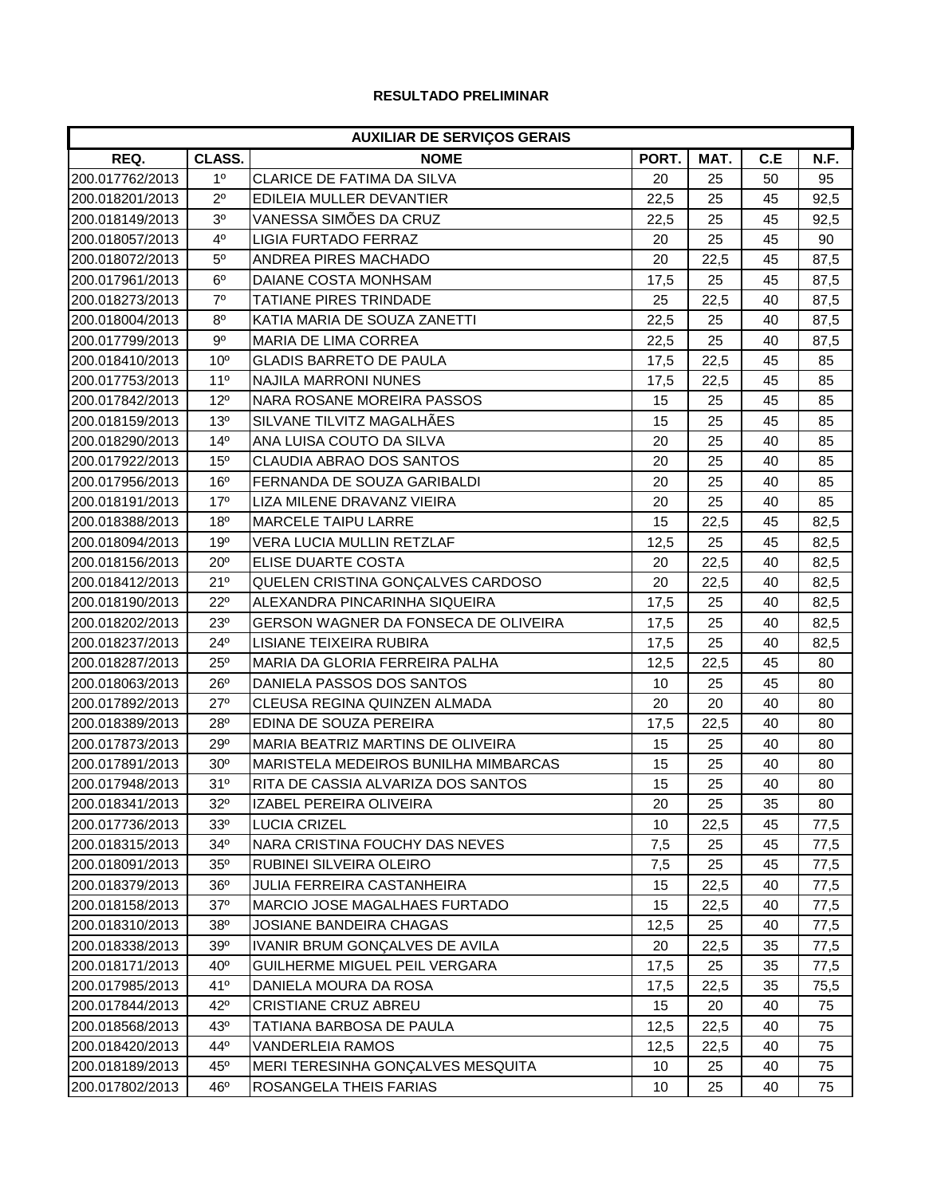**RESULTADO PRELIMINAR**

| AUXILIAR DE SERVIÇOS GERAIS | | | | | | |
|---|---|---|---|---|---|---|
| REQ. | CLASS. | NOME | PORT. | MAT. | C.E | N.F. |
| 200.017762/2013 | 1º | CLARICE DE FATIMA DA SILVA | 20 | 25 | 50 | 95 |
| 200.018201/2013 | 2º | EDILEIA MULLER DEVANTIER | 22,5 | 25 | 45 | 92,5 |
| 200.018149/2013 | 3º | VANESSA SIMÕES DA CRUZ | 22,5 | 25 | 45 | 92,5 |
| 200.018057/2013 | 4º | LIGIA FURTADO FERRAZ | 20 | 25 | 45 | 90 |
| 200.018072/2013 | 5º | ANDREA PIRES MACHADO | 20 | 22,5 | 45 | 87,5 |
| 200.017961/2013 | 6º | DAIANE COSTA MONHSAM | 17,5 | 25 | 45 | 87,5 |
| 200.018273/2013 | 7º | TATIANE PIRES TRINDADE | 25 | 22,5 | 40 | 87,5 |
| 200.018004/2013 | 8º | KATIA MARIA DE SOUZA ZANETTI | 22,5 | 25 | 40 | 87,5 |
| 200.017799/2013 | 9º | MARIA DE LIMA CORREA | 22,5 | 25 | 40 | 87,5 |
| 200.018410/2013 | 10º | GLADIS BARRETO DE PAULA | 17,5 | 22,5 | 45 | 85 |
| 200.017753/2013 | 11º | NAJILA MARRONI NUNES | 17,5 | 22,5 | 45 | 85 |
| 200.017842/2013 | 12º | NARA ROSANE MOREIRA PASSOS | 15 | 25 | 45 | 85 |
| 200.018159/2013 | 13º | SILVANE TILVITZ MAGALHÃES | 15 | 25 | 45 | 85 |
| 200.018290/2013 | 14º | ANA LUISA COUTO DA SILVA | 20 | 25 | 40 | 85 |
| 200.017922/2013 | 15º | CLAUDIA ABRAO DOS SANTOS | 20 | 25 | 40 | 85 |
| 200.017956/2013 | 16º | FERNANDA DE SOUZA GARIBALDI | 20 | 25 | 40 | 85 |
| 200.018191/2013 | 17º | LIZA MILENE DRAVANZ VIEIRA | 20 | 25 | 40 | 85 |
| 200.018388/2013 | 18º | MARCELE TAIPU LARRE | 15 | 22,5 | 45 | 82,5 |
| 200.018094/2013 | 19º | VERA LUCIA MULLIN RETZLAF | 12,5 | 25 | 45 | 82,5 |
| 200.018156/2013 | 20º | ELISE DUARTE COSTA | 20 | 22,5 | 40 | 82,5 |
| 200.018412/2013 | 21º | QUELEN CRISTINA GONÇALVES CARDOSO | 20 | 22,5 | 40 | 82,5 |
| 200.018190/2013 | 22º | ALEXANDRA PINCARINHA SIQUEIRA | 17,5 | 25 | 40 | 82,5 |
| 200.018202/2013 | 23º | GERSON WAGNER DA FONSECA DE OLIVEIRA | 17,5 | 25 | 40 | 82,5 |
| 200.018237/2013 | 24º | LISIANE TEIXEIRA RUBIRA | 17,5 | 25 | 40 | 82,5 |
| 200.018287/2013 | 25º | MARIA DA GLORIA FERREIRA PALHA | 12,5 | 22,5 | 45 | 80 |
| 200.018063/2013 | 26º | DANIELA PASSOS DOS SANTOS | 10 | 25 | 45 | 80 |
| 200.017892/2013 | 27º | CLEUSA REGINA QUINZEN ALMADA | 20 | 20 | 40 | 80 |
| 200.018389/2013 | 28º | EDINA DE SOUZA PEREIRA | 17,5 | 22,5 | 40 | 80 |
| 200.017873/2013 | 29º | MARIA BEATRIZ MARTINS DE OLIVEIRA | 15 | 25 | 40 | 80 |
| 200.017891/2013 | 30º | MARISTELA MEDEIROS BUNILHA MIMBARCAS | 15 | 25 | 40 | 80 |
| 200.017948/2013 | 31º | RITA DE CASSIA ALVARIZA DOS SANTOS | 15 | 25 | 40 | 80 |
| 200.018341/2013 | 32º | IZABEL PEREIRA OLIVEIRA | 20 | 25 | 35 | 80 |
| 200.017736/2013 | 33º | LUCIA CRIZEL | 10 | 22,5 | 45 | 77,5 |
| 200.018315/2013 | 34º | NARA CRISTINA FOUCHY DAS NEVES | 7,5 | 25 | 45 | 77,5 |
| 200.018091/2013 | 35º | RUBINEI SILVEIRA OLEIRO | 7,5 | 25 | 45 | 77,5 |
| 200.018379/2013 | 36º | JULIA FERREIRA CASTANHEIRA | 15 | 22,5 | 40 | 77,5 |
| 200.018158/2013 | 37º | MARCIO JOSE MAGALHAES FURTADO | 15 | 22,5 | 40 | 77,5 |
| 200.018310/2013 | 38º | JOSIANE BANDEIRA CHAGAS | 12,5 | 25 | 40 | 77,5 |
| 200.018338/2013 | 39º | IVANIR BRUM GONÇALVES DE AVILA | 20 | 22,5 | 35 | 77,5 |
| 200.018171/2013 | 40º | GUILHERME MIGUEL PEIL VERGARA | 17,5 | 25 | 35 | 77,5 |
| 200.017985/2013 | 41º | DANIELA MOURA DA ROSA | 17,5 | 22,5 | 35 | 75,5 |
| 200.017844/2013 | 42º | CRISTIANE CRUZ ABREU | 15 | 20 | 40 | 75 |
| 200.018568/2013 | 43º | TATIANA BARBOSA DE PAULA | 12,5 | 22,5 | 40 | 75 |
| 200.018420/2013 | 44º | VANDERLEIA RAMOS | 12,5 | 22,5 | 40 | 75 |
| 200.018189/2013 | 45º | MERI TERESINHA GONÇALVES MESQUITA | 10 | 25 | 40 | 75 |
| 200.017802/2013 | 46º | ROSANGELA THEIS FARIAS | 10 | 25 | 40 | 75 |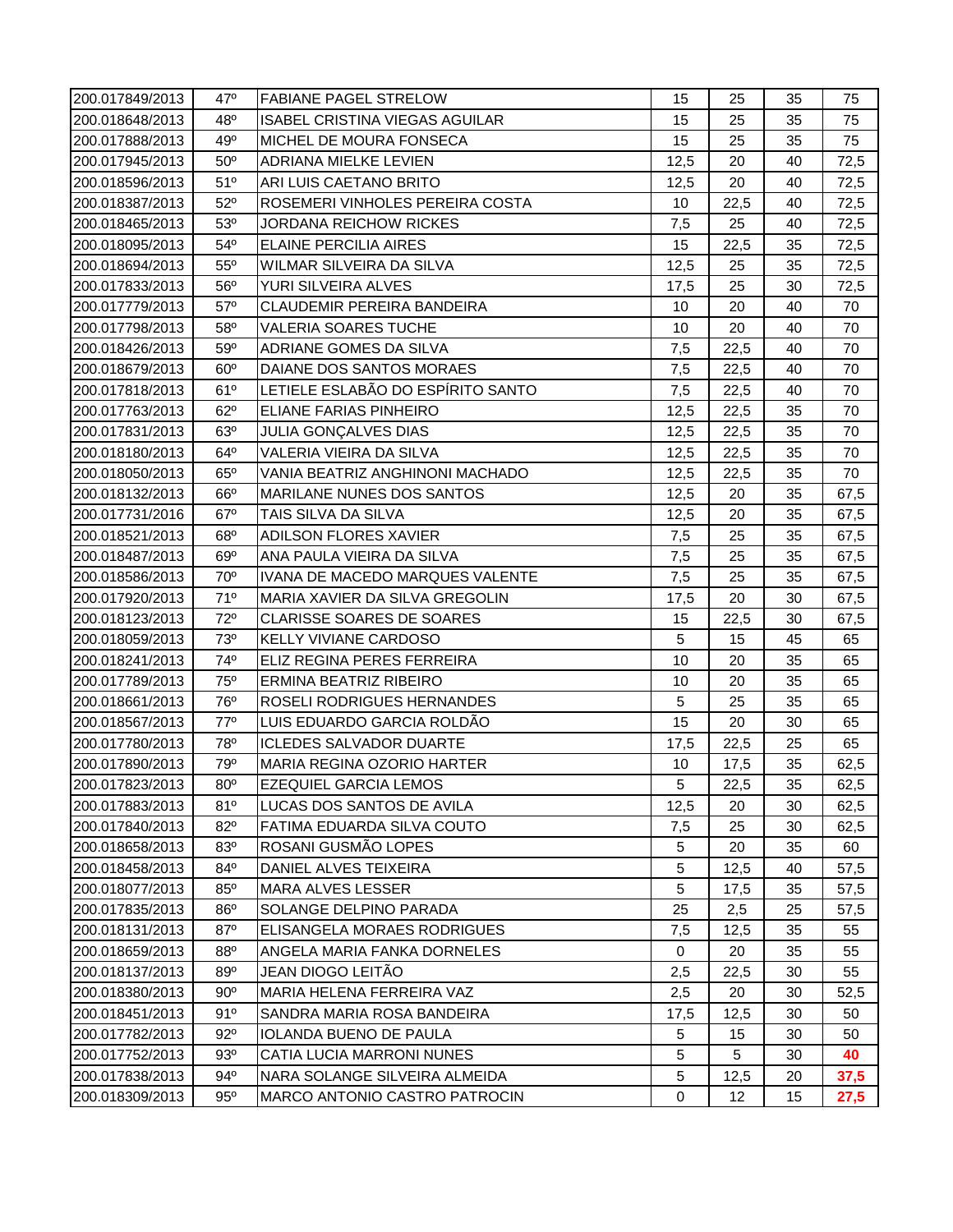| 200.017849/2013 | 47º | FABIANE PAGEL STRELOW | 15 | 25 | 35 | 75 |
|---|---|---|---|---|---|---|
| 200.018648/2013 | 48º | ISABEL CRISTINA VIEGAS AGUILAR | 15 | 25 | 35 | 75 |
| 200.017888/2013 | 49º | MICHEL DE MOURA FONSECA | 15 | 25 | 35 | 75 |
| 200.017945/2013 | 50º | ADRIANA MIELKE LEVIEN | 12,5 | 20 | 40 | 72,5 |
| 200.018596/2013 | 51º | ARI LUIS CAETANO BRITO | 12,5 | 20 | 40 | 72,5 |
| 200.018387/2013 | 52º | ROSEMERI VINHOLES PEREIRA COSTA | 10 | 22,5 | 40 | 72,5 |
| 200.018465/2013 | 53º | JORDANA REICHOW RICKES | 7,5 | 25 | 40 | 72,5 |
| 200.018095/2013 | 54º | ELAINE PERCILIA AIRES | 15 | 22,5 | 35 | 72,5 |
| 200.018694/2013 | 55º | WILMAR SILVEIRA DA SILVA | 12,5 | 25 | 35 | 72,5 |
| 200.017833/2013 | 56º | YURI SILVEIRA ALVES | 17,5 | 25 | 30 | 72,5 |
| 200.017779/2013 | 57º | CLAUDEMIR PEREIRA BANDEIRA | 10 | 20 | 40 | 70 |
| 200.017798/2013 | 58º | VALERIA SOARES TUCHE | 10 | 20 | 40 | 70 |
| 200.018426/2013 | 59º | ADRIANE GOMES DA SILVA | 7,5 | 22,5 | 40 | 70 |
| 200.018679/2013 | 60º | DAIANE DOS SANTOS MORAES | 7,5 | 22,5 | 40 | 70 |
| 200.017818/2013 | 61º | LETIELE ESLABÃO DO ESPÍRITO SANTO | 7,5 | 22,5 | 40 | 70 |
| 200.017763/2013 | 62º | ELIANE FARIAS PINHEIRO | 12,5 | 22,5 | 35 | 70 |
| 200.017831/2013 | 63º | JULIA GONÇALVES DIAS | 12,5 | 22,5 | 35 | 70 |
| 200.018180/2013 | 64º | VALERIA VIEIRA DA SILVA | 12,5 | 22,5 | 35 | 70 |
| 200.018050/2013 | 65º | VANIA BEATRIZ ANGHINONI MACHADO | 12,5 | 22,5 | 35 | 70 |
| 200.018132/2013 | 66º | MARILANE NUNES DOS SANTOS | 12,5 | 20 | 35 | 67,5 |
| 200.017731/2016 | 67º | TAIS SILVA DA SILVA | 12,5 | 20 | 35 | 67,5 |
| 200.018521/2013 | 68º | ADILSON FLORES XAVIER | 7,5 | 25 | 35 | 67,5 |
| 200.018487/2013 | 69º | ANA PAULA VIEIRA DA SILVA | 7,5 | 25 | 35 | 67,5 |
| 200.018586/2013 | 70º | IVANA DE MACEDO MARQUES VALENTE | 7,5 | 25 | 35 | 67,5 |
| 200.017920/2013 | 71º | MARIA XAVIER DA SILVA GREGOLIN | 17,5 | 20 | 30 | 67,5 |
| 200.018123/2013 | 72º | CLARISSE SOARES DE SOARES | 15 | 22,5 | 30 | 67,5 |
| 200.018059/2013 | 73º | KELLY VIVIANE CARDOSO | 5 | 15 | 45 | 65 |
| 200.018241/2013 | 74º | ELIZ REGINA PERES FERREIRA | 10 | 20 | 35 | 65 |
| 200.017789/2013 | 75º | ERMINA BEATRIZ RIBEIRO | 10 | 20 | 35 | 65 |
| 200.018661/2013 | 76º | ROSELI RODRIGUES HERNANDES | 5 | 25 | 35 | 65 |
| 200.018567/2013 | 77º | LUIS EDUARDO GARCIA ROLDÃO | 15 | 20 | 30 | 65 |
| 200.017780/2013 | 78º | ICLEDES SALVADOR DUARTE | 17,5 | 22,5 | 25 | 65 |
| 200.017890/2013 | 79º | MARIA REGINA OZORIO HARTER | 10 | 17,5 | 35 | 62,5 |
| 200.017823/2013 | 80º | EZEQUIEL GARCIA LEMOS | 5 | 22,5 | 35 | 62,5 |
| 200.017883/2013 | 81º | LUCAS DOS SANTOS DE AVILA | 12,5 | 20 | 30 | 62,5 |
| 200.017840/2013 | 82º | FATIMA EDUARDA SILVA COUTO | 7,5 | 25 | 30 | 62,5 |
| 200.018658/2013 | 83º | ROSANI GUSMÃO LOPES | 5 | 20 | 35 | 60 |
| 200.018458/2013 | 84º | DANIEL ALVES TEIXEIRA | 5 | 12,5 | 40 | 57,5 |
| 200.018077/2013 | 85º | MARA ALVES LESSER | 5 | 17,5 | 35 | 57,5 |
| 200.017835/2013 | 86º | SOLANGE DELPINO PARADA | 25 | 2,5 | 25 | 57,5 |
| 200.018131/2013 | 87º | ELISANGELA MORAES RODRIGUES | 7,5 | 12,5 | 35 | 55 |
| 200.018659/2013 | 88º | ANGELA MARIA FANKA DORNELES | 0 | 20 | 35 | 55 |
| 200.018137/2013 | 89º | JEAN DIOGO LEITÃO | 2,5 | 22,5 | 30 | 55 |
| 200.018380/2013 | 90º | MARIA HELENA FERREIRA VAZ | 2,5 | 20 | 30 | 52,5 |
| 200.018451/2013 | 91º | SANDRA MARIA ROSA BANDEIRA | 17,5 | 12,5 | 30 | 50 |
| 200.017782/2013 | 92º | IOLANDA BUENO DE PAULA | 5 | 15 | 30 | 50 |
| 200.017752/2013 | 93º | CATIA LUCIA MARRONI NUNES | 5 | 5 | 30 | **40** |
| 200.017838/2013 | 94º | NARA SOLANGE SILVEIRA ALMEIDA | 5 | 12,5 | 20 | **37,5** |
| 200.018309/2013 | 95º | MARCO ANTONIO CASTRO PATROCIN | 0 | 12 | 15 | **27,5** |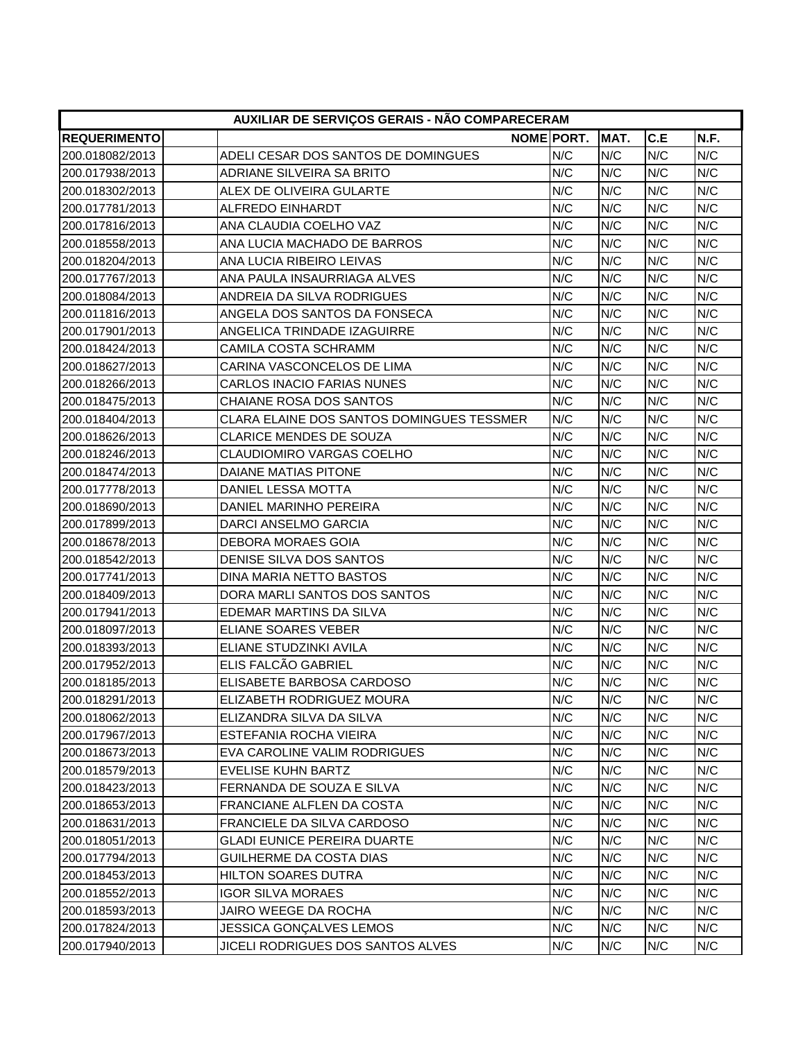| AUXILIAR DE SERVIÇOS GERAIS - NÃO COMPARECERAM | | | | | | |
|---|---|---|---|---|---|---|
| **REQUERIMENTO** | | **NOME** | **PORT.** | **MAT.** | **C.E** | **N.F.** |
| 200.018082/2013 | | ADELI CESAR DOS SANTOS DE DOMINGUES | N/C | N/C | N/C | N/C |
| 200.017938/2013 | | ADRIANE SILVEIRA SA BRITO | N/C | N/C | N/C | N/C |
| 200.018302/2013 | | ALEX DE OLIVEIRA GULARTE | N/C | N/C | N/C | N/C |
| 200.017781/2013 | | ALFREDO EINHARDT | N/C | N/C | N/C | N/C |
| 200.017816/2013 | | ANA CLAUDIA COELHO VAZ | N/C | N/C | N/C | N/C |
| 200.018558/2013 | | ANA LUCIA MACHADO DE BARROS | N/C | N/C | N/C | N/C |
| 200.018204/2013 | | ANA LUCIA RIBEIRO LEIVAS | N/C | N/C | N/C | N/C |
| 200.017767/2013 | | ANA PAULA INSAURRIAGA ALVES | N/C | N/C | N/C | N/C |
| 200.018084/2013 | | ANDREIA DA SILVA RODRIGUES | N/C | N/C | N/C | N/C |
| 200.011816/2013 | | ANGELA DOS SANTOS DA FONSECA | N/C | N/C | N/C | N/C |
| 200.017901/2013 | | ANGELICA TRINDADE IZAGUIRRE | N/C | N/C | N/C | N/C |
| 200.018424/2013 | | CAMILA COSTA SCHRAMM | N/C | N/C | N/C | N/C |
| 200.018627/2013 | | CARINA VASCONCELOS DE LIMA | N/C | N/C | N/C | N/C |
| 200.018266/2013 | | CARLOS INACIO FARIAS NUNES | N/C | N/C | N/C | N/C |
| 200.018475/2013 | | CHAIANE ROSA DOS SANTOS | N/C | N/C | N/C | N/C |
| 200.018404/2013 | | CLARA ELAINE DOS SANTOS DOMINGUES TESSMER | N/C | N/C | N/C | N/C |
| 200.018626/2013 | | CLARICE MENDES DE SOUZA | N/C | N/C | N/C | N/C |
| 200.018246/2013 | | CLAUDIOMIRO VARGAS COELHO | N/C | N/C | N/C | N/C |
| 200.018474/2013 | | DAIANE MATIAS PITONE | N/C | N/C | N/C | N/C |
| 200.017778/2013 | | DANIEL LESSA MOTTA | N/C | N/C | N/C | N/C |
| 200.018690/2013 | | DANIEL MARINHO PEREIRA | N/C | N/C | N/C | N/C |
| 200.017899/2013 | | DARCI ANSELMO GARCIA | N/C | N/C | N/C | N/C |
| 200.018678/2013 | | DEBORA MORAES GOIA | N/C | N/C | N/C | N/C |
| 200.018542/2013 | | DENISE SILVA DOS SANTOS | N/C | N/C | N/C | N/C |
| 200.017741/2013 | | DINA MARIA NETTO BASTOS | N/C | N/C | N/C | N/C |
| 200.018409/2013 | | DORA MARLI SANTOS DOS SANTOS | N/C | N/C | N/C | N/C |
| 200.017941/2013 | | EDEMAR MARTINS DA SILVA | N/C | N/C | N/C | N/C |
| 200.018097/2013 | | ELIANE SOARES VEBER | N/C | N/C | N/C | N/C |
| 200.018393/2013 | | ELIANE STUDZINKI AVILA | N/C | N/C | N/C | N/C |
| 200.017952/2013 | | ELIS FALCÃO GABRIEL | N/C | N/C | N/C | N/C |
| 200.018185/2013 | | ELISABETE BARBOSA CARDOSO | N/C | N/C | N/C | N/C |
| 200.018291/2013 | | ELIZABETH RODRIGUEZ MOURA | N/C | N/C | N/C | N/C |
| 200.018062/2013 | | ELIZANDRA SILVA DA SILVA | N/C | N/C | N/C | N/C |
| 200.017967/2013 | | ESTEFANIA ROCHA VIEIRA | N/C | N/C | N/C | N/C |
| 200.018673/2013 | | EVA CAROLINE VALIM RODRIGUES | N/C | N/C | N/C | N/C |
| 200.018579/2013 | | EVELISE KUHN BARTZ | N/C | N/C | N/C | N/C |
| 200.018423/2013 | | FERNANDA DE SOUZA E SILVA | N/C | N/C | N/C | N/C |
| 200.018653/2013 | | FRANCIANE ALFLEN DA COSTA | N/C | N/C | N/C | N/C |
| 200.018631/2013 | | FRANCIELE DA SILVA CARDOSO | N/C | N/C | N/C | N/C |
| 200.018051/2013 | | GLADI EUNICE PEREIRA DUARTE | N/C | N/C | N/C | N/C |
| 200.017794/2013 | | GUILHERME DA COSTA DIAS | N/C | N/C | N/C | N/C |
| 200.018453/2013 | | HILTON SOARES DUTRA | N/C | N/C | N/C | N/C |
| 200.018552/2013 | | IGOR SILVA MORAES | N/C | N/C | N/C | N/C |
| 200.018593/2013 | | JAIRO WEEGE DA ROCHA | N/C | N/C | N/C | N/C |
| 200.017824/2013 | | JESSICA GONÇALVES LEMOS | N/C | N/C | N/C | N/C |
| 200.017940/2013 | | JICELI RODRIGUES DOS SANTOS ALVES | N/C | N/C | N/C | N/C |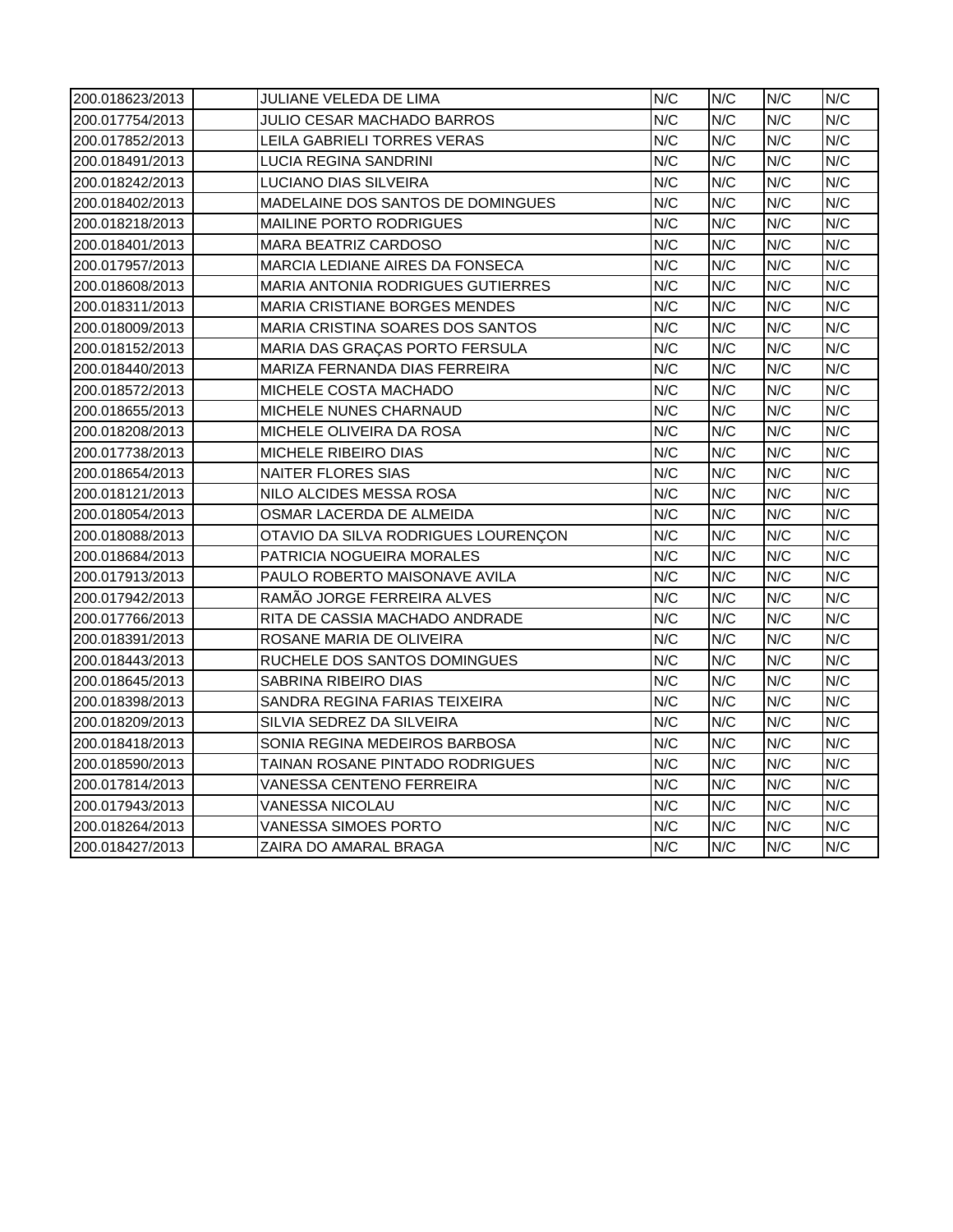| | | | | | | |
|---|---|---|---|---|---|---|
| 200.018623/2013 | | JULIANE VELEDA DE LIMA | N/C | N/C | N/C | N/C |
| 200.017754/2013 | | JULIO CESAR MACHADO BARROS | N/C | N/C | N/C | N/C |
| 200.017852/2013 | | LEILA GABRIELI TORRES VERAS | N/C | N/C | N/C | N/C |
| 200.018491/2013 | | LUCIA REGINA SANDRINI | N/C | N/C | N/C | N/C |
| 200.018242/2013 | | LUCIANO DIAS SILVEIRA | N/C | N/C | N/C | N/C |
| 200.018402/2013 | | MADELAINE DOS SANTOS DE DOMINGUES | N/C | N/C | N/C | N/C |
| 200.018218/2013 | | MAILINE PORTO RODRIGUES | N/C | N/C | N/C | N/C |
| 200.018401/2013 | | MARA BEATRIZ CARDOSO | N/C | N/C | N/C | N/C |
| 200.017957/2013 | | MARCIA LEDIANE AIRES DA FONSECA | N/C | N/C | N/C | N/C |
| 200.018608/2013 | | MARIA ANTONIA RODRIGUES GUTIERRES | N/C | N/C | N/C | N/C |
| 200.018311/2013 | | MARIA CRISTIANE BORGES MENDES | N/C | N/C | N/C | N/C |
| 200.018009/2013 | | MARIA CRISTINA SOARES DOS SANTOS | N/C | N/C | N/C | N/C |
| 200.018152/2013 | | MARIA DAS GRAÇAS PORTO FERSULA | N/C | N/C | N/C | N/C |
| 200.018440/2013 | | MARIZA FERNANDA DIAS FERREIRA | N/C | N/C | N/C | N/C |
| 200.018572/2013 | | MICHELE COSTA MACHADO | N/C | N/C | N/C | N/C |
| 200.018655/2013 | | MICHELE NUNES CHARNAUD | N/C | N/C | N/C | N/C |
| 200.018208/2013 | | MICHELE OLIVEIRA DA ROSA | N/C | N/C | N/C | N/C |
| 200.017738/2013 | | MICHELE RIBEIRO DIAS | N/C | N/C | N/C | N/C |
| 200.018654/2013 | | NAITER FLORES SIAS | N/C | N/C | N/C | N/C |
| 200.018121/2013 | | NILO ALCIDES MESSA ROSA | N/C | N/C | N/C | N/C |
| 200.018054/2013 | | OSMAR LACERDA DE ALMEIDA | N/C | N/C | N/C | N/C |
| 200.018088/2013 | | OTAVIO DA SILVA RODRIGUES LOURENÇON | N/C | N/C | N/C | N/C |
| 200.018684/2013 | | PATRICIA NOGUEIRA MORALES | N/C | N/C | N/C | N/C |
| 200.017913/2013 | | PAULO ROBERTO MAISONAVE AVILA | N/C | N/C | N/C | N/C |
| 200.017942/2013 | | RAMÃO JORGE FERREIRA ALVES | N/C | N/C | N/C | N/C |
| 200.017766/2013 | | RITA DE CASSIA MACHADO ANDRADE | N/C | N/C | N/C | N/C |
| 200.018391/2013 | | ROSANE MARIA DE OLIVEIRA | N/C | N/C | N/C | N/C |
| 200.018443/2013 | | RUCHELE DOS SANTOS DOMINGUES | N/C | N/C | N/C | N/C |
| 200.018645/2013 | | SABRINA RIBEIRO DIAS | N/C | N/C | N/C | N/C |
| 200.018398/2013 | | SANDRA REGINA FARIAS TEIXEIRA | N/C | N/C | N/C | N/C |
| 200.018209/2013 | | SILVIA SEDREZ DA SILVEIRA | N/C | N/C | N/C | N/C |
| 200.018418/2013 | | SONIA REGINA MEDEIROS BARBOSA | N/C | N/C | N/C | N/C |
| 200.018590/2013 | | TAINAN ROSANE PINTADO RODRIGUES | N/C | N/C | N/C | N/C |
| 200.017814/2013 | | VANESSA CENTENO FERREIRA | N/C | N/C | N/C | N/C |
| 200.017943/2013 | | VANESSA NICOLAU | N/C | N/C | N/C | N/C |
| 200.018264/2013 | | VANESSA SIMOES PORTO | N/C | N/C | N/C | N/C |
| 200.018427/2013 | | ZAIRA DO AMARAL BRAGA | N/C | N/C | N/C | N/C |